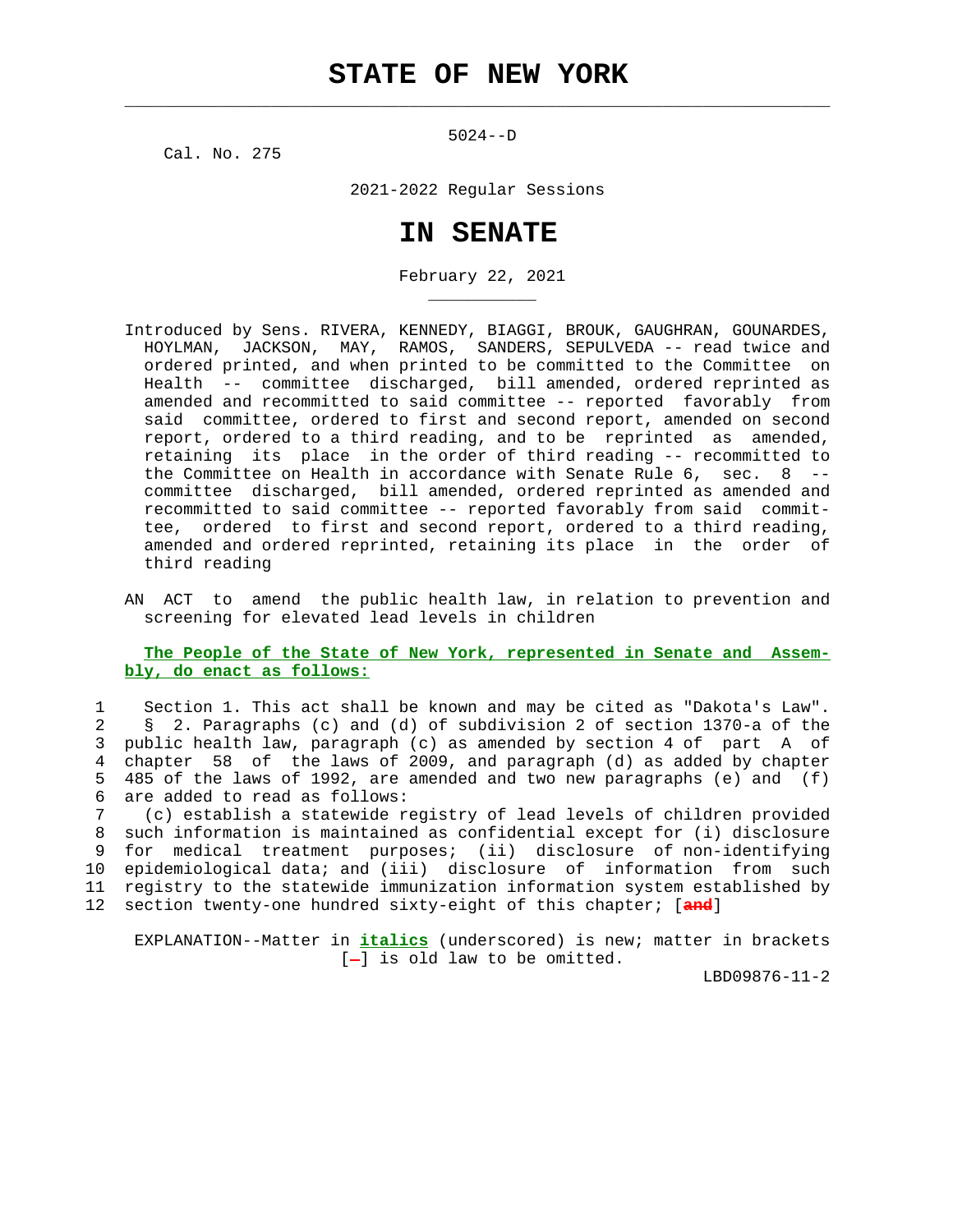# STATE OF NEW YORK

5024--D

Cal. No. 275

2021-2022 Regular Sessions

# IN SENATE

February 22, 2021

Introduced by Sens. RIVERA, KENNEDY, BIAGGI, BROUK, GAUGHRAN, GOUNARDES, HOYLMAN, JACKSON, MAY, RAMOS, SANDERS, SEPULVEDA -- read twice and ordered printed, and when printed to be committed to the Committee on Health -- committee discharged, bill amended, ordered reprinted as amended and recommitted to said committee -- reported favorably from said committee, ordered to first and second report, amended on second report, ordered to a third reading, and to be reprinted as amended, retaining its place in the order of third reading -- recommitted to the Committee on Health in accordance with Senate Rule 6, sec. 8 -- committee discharged, bill amended, ordered reprinted as amended and recommitted to said committee -- reported favorably from said committee, ordered to first and second report, ordered to a third reading, amended and ordered reprinted, retaining its place in the order of third reading

AN ACT to amend the public health law, in relation to prevention and screening for elevated lead levels in children

**The People of the State of New York, represented in Senate and Assembly, do enact as follows:**

1 Section 1. This act shall be known and may be cited as "Dakota's Law".
2 § 2. Paragraphs (c) and (d) of subdivision 2 of section 1370-a of the
3 public health law, paragraph (c) as amended by section 4 of part A of
4 chapter 58 of the laws of 2009, and paragraph (d) as added by chapter
5 485 of the laws of 1992, are amended and two new paragraphs (e) and (f)
6 are added to read as follows:
7 (c) establish a statewide registry of lead levels of children provided
8 such information is maintained as confidential except for (i) disclosure
9 for medical treatment purposes; (ii) disclosure of non-identifying
10 epidemiological data; and (iii) disclosure of information from such
11 registry to the statewide immunization information system established by
12 section twenty-one hundred sixty-eight of this chapter; [and]

EXPLANATION--Matter in ***italics*** (underscored) is new; matter in brackets [-] is old law to be omitted.

LBD09876-11-2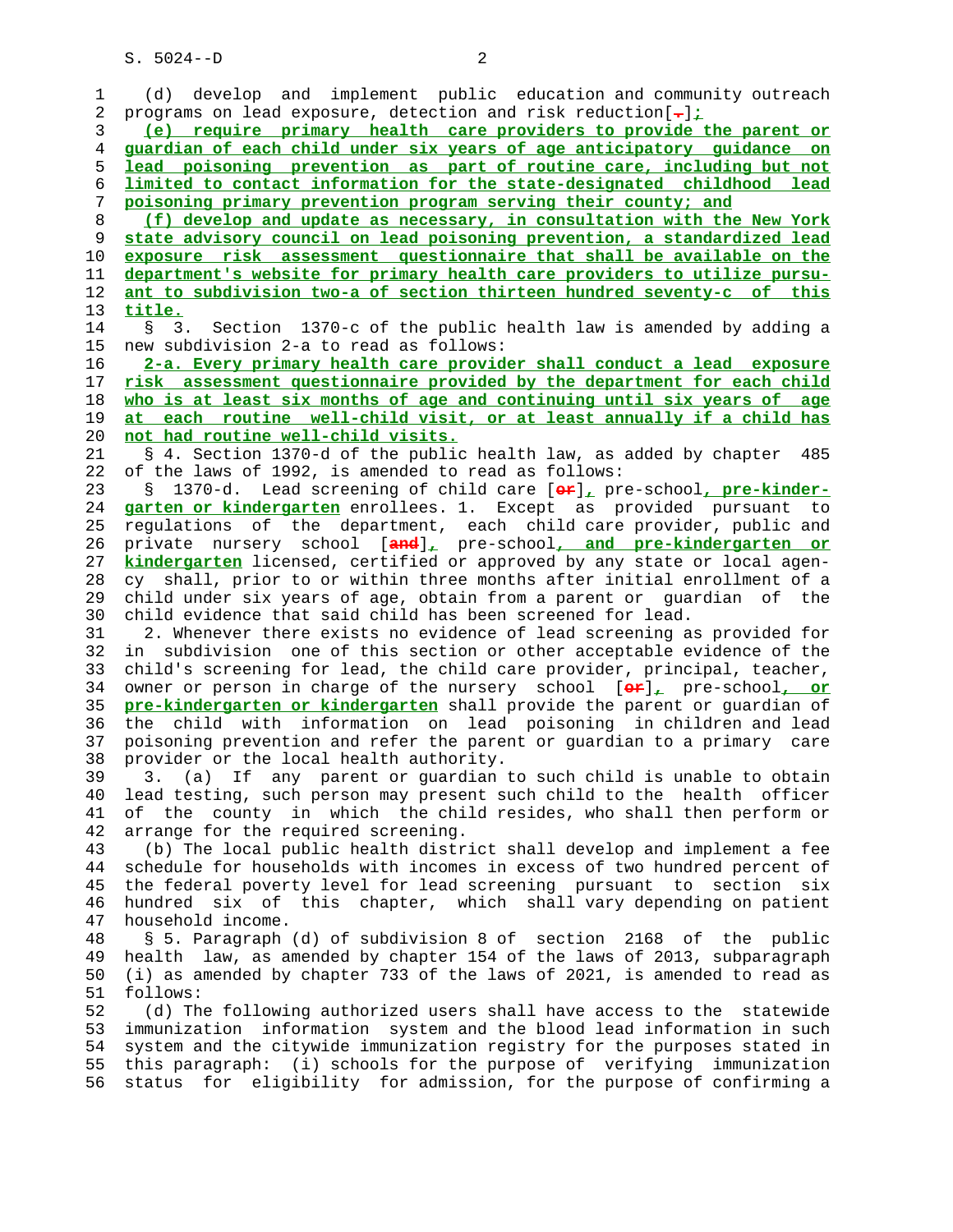(d) develop and implement public education and community outreach programs on lead exposure, detection and risk reduction[.];

(e) require primary health care providers to provide the parent or guardian of each child under six years of age anticipatory guidance on lead poisoning prevention as part of routine care, including but not limited to contact information for the state-designated childhood lead poisoning primary prevention program serving their county; and

(f) develop and update as necessary, in consultation with the New York state advisory council on lead poisoning prevention, a standardized lead exposure risk assessment questionnaire that shall be available on the department's website for primary health care providers to utilize pursuant to subdivision two-a of section thirteen hundred seventy-c of this title.

§ 3. Section 1370-c of the public health law is amended by adding a new subdivision 2-a to read as follows:

2-a. Every primary health care provider shall conduct a lead exposure risk assessment questionnaire provided by the department for each child who is at least six months of age and continuing until six years of age at each routine well-child visit, or at least annually if a child has not had routine well-child visits.

§ 4. Section 1370-d of the public health law, as added by chapter 485 of the laws of 1992, is amended to read as follows:

§ 1370-d. Lead screening of child care [or], pre-school, pre-kindergarten or kindergarten enrollees. 1. Except as provided pursuant to regulations of the department, each child care provider, public and private nursery school [and], pre-school, and pre-kindergarten or kindergarten licensed, certified or approved by any state or local agency shall, prior to or within three months after initial enrollment of a child under six years of age, obtain from a parent or guardian of the child evidence that said child has been screened for lead.

2. Whenever there exists no evidence of lead screening as provided for in subdivision one of this section or other acceptable evidence of the child's screening for lead, the child care provider, principal, teacher, owner or person in charge of the nursery school [or], pre-school, or pre-kindergarten or kindergarten shall provide the parent or guardian of the child with information on lead poisoning in children and lead poisoning prevention and refer the parent or guardian to a primary care provider or the local health authority.

3. (a) If any parent or guardian to such child is unable to obtain lead testing, such person may present such child to the health officer of the county in which the child resides, who shall then perform or arrange for the required screening.

(b) The local public health district shall develop and implement a fee schedule for households with incomes in excess of two hundred percent of the federal poverty level for lead screening pursuant to section six hundred six of this chapter, which shall vary depending on patient household income.

§ 5. Paragraph (d) of subdivision 8 of section 2168 of the public health law, as amended by chapter 154 of the laws of 2013, subparagraph (i) as amended by chapter 733 of the laws of 2021, is amended to read as follows:

(d) The following authorized users shall have access to the statewide immunization information system and the blood lead information in such system and the citywide immunization registry for the purposes stated in this paragraph: (i) schools for the purpose of verifying immunization status for eligibility for admission, for the purpose of confirming a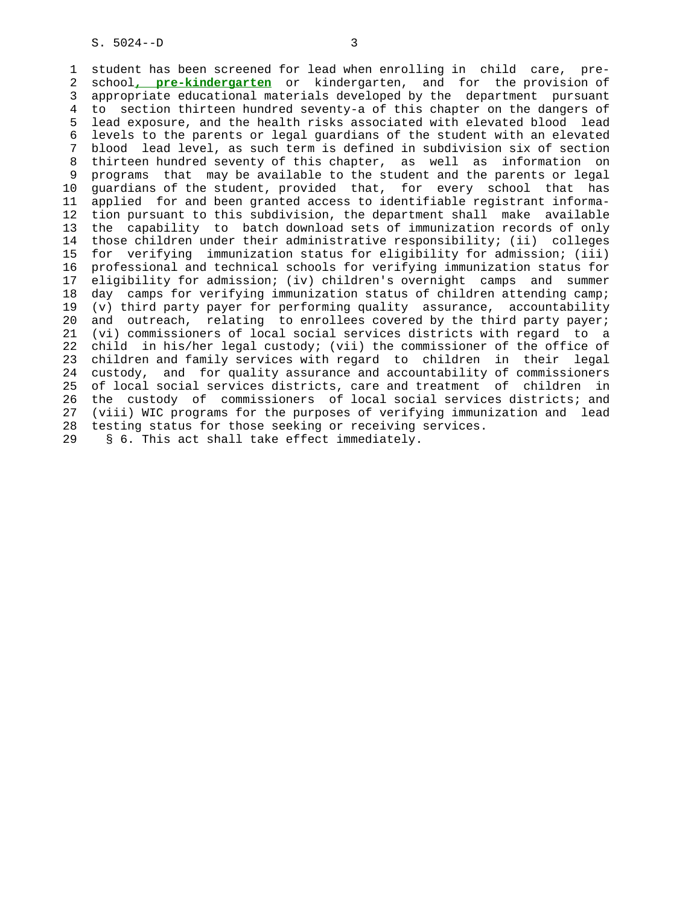student has been screened for lead when enrolling in child care, pre-school**, pre-kindergarten** or kindergarten, and for the provision of appropriate educational materials developed by the department pursuant to section thirteen hundred seventy-a of this chapter on the dangers of lead exposure, and the health risks associated with elevated blood lead levels to the parents or legal guardians of the student with an elevated blood lead level, as such term is defined in subdivision six of section thirteen hundred seventy of this chapter, as well as information on programs that may be available to the student and the parents or legal guardians of the student, provided that, for every school that has applied for and been granted access to identifiable registrant information pursuant to this subdivision, the department shall make available the capability to batch download sets of immunization records of only those children under their administrative responsibility; (ii) colleges for verifying immunization status for eligibility for admission; (iii) professional and technical schools for verifying immunization status for eligibility for admission; (iv) children's overnight camps and summer day camps for verifying immunization status of children attending camp; (v) third party payer for performing quality assurance, accountability and outreach, relating to enrollees covered by the third party payer; (vi) commissioners of local social services districts with regard to a child in his/her legal custody; (vii) the commissioner of the office of children and family services with regard to children in their legal custody, and for quality assurance and accountability of commissioners of local social services districts, care and treatment of children in the custody of commissioners of local social services districts; and (viii) WIC programs for the purposes of verifying immunization and lead testing status for those seeking or receiving services.

§ 6. This act shall take effect immediately.